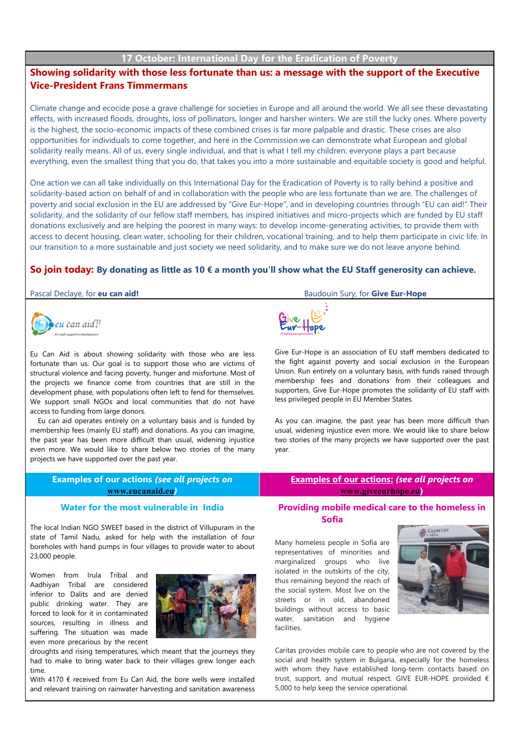## 17 October: International Day for the Eradication of Poverty

### Showing solidarity with those less fortunate than us: a message with the support of the Executive Vice-President Frans Timmermans

Climate change and ecocide pose a grave challenge for societies in Europe and all around the world. We all see these devastating effects, with increased floods, droughts, loss of pollinators, longer and harsher winters. We are still the lucky ones. Where poverty is the highest, the socio-economic impacts of these combined crises is far more palpable and drastic. These crises are also opportunities for individuals to come together, and here in the Commission we can demonstrate what European and global solidarity really means. All of us, every single individual, and that is what I tell my children: everyone plays a part because everything, even the smallest thing that you do, that takes you into a more sustainable and equitable society is good and helpful.

One action we can all take individually on this International Day for the Eradication of Poverty is to rally behind a positive and solidarity-based action on behalf of and in collaboration with the people who are less fortunate than we are. The challenges of poverty and social exclusion in the EU are addressed by "Give Eur-Hope", and in developing countries through "EU can aid!" Their solidarity, and the solidarity of our fellow staff members, has inspired initiatives and micro-projects which are funded by EU staff donations exclusively and are helping the poorest in many ways: to develop income-generating activities, to provide them with access to decent housing, clean water, schooling for their children, vocational training, and to help them participate in civic life. In our transition to a more sustainable and just society we need solidarity, and to make sure we do not leave anyone behind.

**So join today: By donating as little as 10 € a month you'll show what the EU Staff generosity can achieve.**

Pascal Declaye, for **eu can aid!**

Baudouin Sury, for **Give Eur-Hope**

eu can aid! EU staff support to development

Eu Can Aid is about showing solidarity with those who are less fortunate than us. Our goal is to support those who are victims of structural violence and facing poverty, hunger and misfortune. Most of the projects we finance come from countries that are still in the development phase, with populations often left to fend for themselves. We support small NGOs and local communities that do not have access to funding from large donors.

Eu can aid operates entirely on a voluntary basis and is funded by membership fees (mainly EU staff) and donations. As you can imagine, the past year has been more difficult than usual, widening injustice even more. We would like to share below two stories of the many projects we have supported over the past year.

#### Examples of our actions *(see all projects on www.eucanaid.eu)*

#### Water for the most vulnerable in India

The local Indian NGO SWEET based in the district of Villupuram in the state of Tamil Nadu, asked for help with the installation of four boreholes with hand pumps in four villages to provide water to about 23,000 people.

Women from Irula Tribal and Aadhiyan Tribal are considered inferior to Dalits and are denied public drinking water. They are forced to look for it in contaminated sources, resulting in illness and suffering. The situation was made even more precarious by the recent droughts and rising temperatures, which meant that the journeys they had to make to bring water back to their villages grew longer each time.

With 4170 € received from Eu Can Aid, the bore wells were installed and relevant training on rainwater harvesting and sanitation awareness

Give Eur-Hope EU Staff together against poverty

Give Eur-Hope is an association of EU staff members dedicated to the fight against poverty and social exclusion in the European Union. Run entirely on a voluntary basis, with funds raised through membership fees and donations from their colleagues and supporters, Give Eur-Hope promotes the solidarity of EU staff with less privileged people in EU Member States.

As you can imagine, the past year has been more difficult than usual, widening injustice even more. We would like to share below two stories of the many projects we have supported over the past year.

#### Examples of our actions: *(see all projects on www.giveeurhope.eu)*

#### Providing mobile medical care to the homeless in Sofia

Many homeless people in Sofia are representatives of minorities and marginalized groups who live isolated in the outskirts of the city, thus remaining beyond the reach of the social system. Most live on the streets or in old, abandoned buildings without access to basic water, sanitation and hygiene facilities.

Caritas provides mobile care to people who are not covered by the social and health system in Bulgaria, especially for the homeless with whom they have established long-term contacts based on trust, support, and mutual respect. GIVE EUR-HOPE provided € 5,000 to help keep the service operational.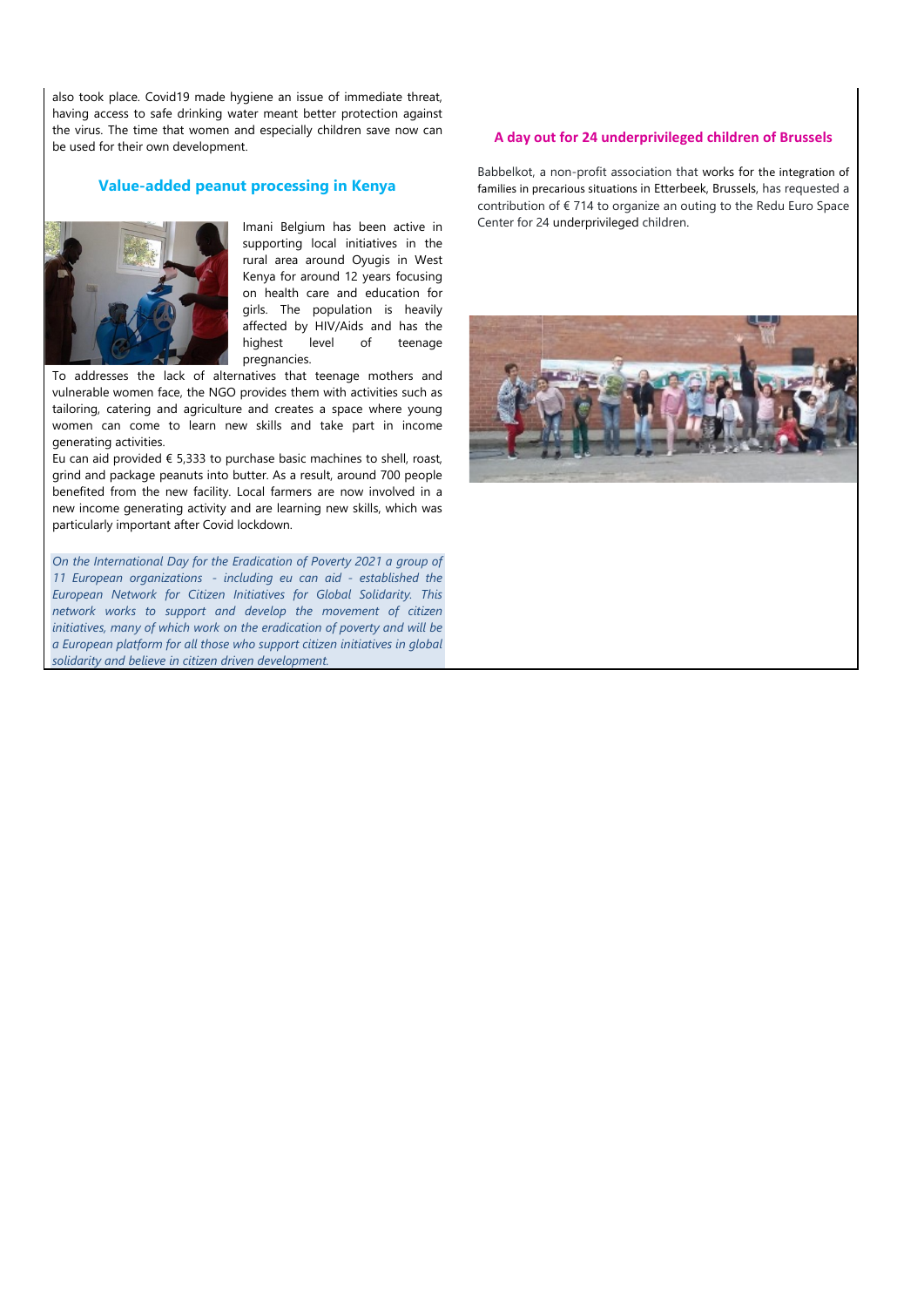also took place. Covid19 made hygiene an issue of immediate threat, having access to safe drinking water meant better protection against the virus. The time that women and especially children save now can be used for their own development.

## Value-added peanut processing in Kenya

Imani Belgium has been active in supporting local initiatives in the rural area around Oyugis in West Kenya for around 12 years focusing on health care and education for girls. The population is heavily affected by HIV/Aids and has the highest level of teenage pregnancies.

To addresses the lack of alternatives that teenage mothers and vulnerable women face, the NGO provides them with activities such as tailoring, catering and agriculture and creates a space where young women can come to learn new skills and take part in income generating activities.

Eu can aid provided € 5,333 to purchase basic machines to shell, roast, grind and package peanuts into butter. As a result, around 700 people benefited from the new facility. Local farmers are now involved in a new income generating activity and are learning new skills, which was particularly important after Covid lockdown.

*On the International Day for the Eradication of Poverty 2021 a group of 11 European organizations - including eu can aid - established the European Network for Citizen Initiatives for Global Solidarity. This network works to support and develop the movement of citizen initiatives, many of which work on the eradication of poverty and will be a European platform for all those who support citizen initiatives in global solidarity and believe in citizen driven development.*

## A day out for 24 underprivileged children of Brussels

Babbelkot, a non-profit association that works for the integration of families in precarious situations in Etterbeek, Brussels, has requested a contribution of € 714 to organize an outing to the Redu Euro Space Center for 24 underprivileged children.